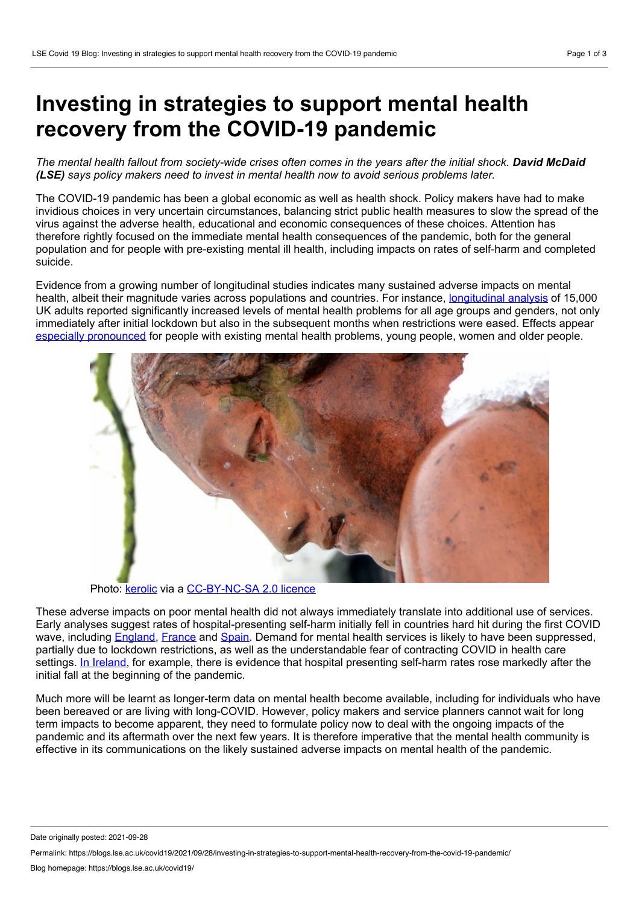# Investing in strategies to support mental health recovery from the COVID-19 pandemic

*The mental health fallout from society-wide crises often comes in the years after the initial shock.* ***David McDaid (LSE)*** *says policy makers need to invest in mental health now to avoid serious problems later.*

The COVID-19 pandemic has been a global economic as well as health shock. Policy makers have had to make invidious choices in very uncertain circumstances, balancing strict public health measures to slow the spread of the virus against the adverse health, educational and economic consequences of these choices. Attention has therefore rightly focused on the immediate mental health consequences of the pandemic, both for the general population and for people with pre-existing mental ill health, including impacts on rates of self-harm and completed suicide.

Evidence from a growing number of longitudinal studies indicates many sustained adverse impacts on mental health, albeit their magnitude varies across populations and countries. For instance, longitudinal analysis of 15,000 UK adults reported significantly increased levels of mental health problems for all age groups and genders, not only immediately after initial lockdown but also in the subsequent months when restrictions were eased. Effects appear especially pronounced for people with existing mental health problems, young people, women and older people.

Photo: kerolic via a CC-BY-NC-SA 2.0 licence

These adverse impacts on poor mental health did not always immediately translate into additional use of services. Early analyses suggest rates of hospital-presenting self-harm initially fell in countries hard hit during the first COVID wave, including England, France and Spain. Demand for mental health services is likely to have been suppressed, partially due to lockdown restrictions, as well as the understandable fear of contracting COVID in health care settings. In Ireland, for example, there is evidence that hospital presenting self-harm rates rose markedly after the initial fall at the beginning of the pandemic.

Much more will be learnt as longer-term data on mental health become available, including for individuals who have been bereaved or are living with long-COVID. However, policy makers and service planners cannot wait for long term impacts to become apparent, they need to formulate policy now to deal with the ongoing impacts of the pandemic and its aftermath over the next few years. It is therefore imperative that the mental health community is effective in its communications on the likely sustained adverse impacts on mental health of the pandemic.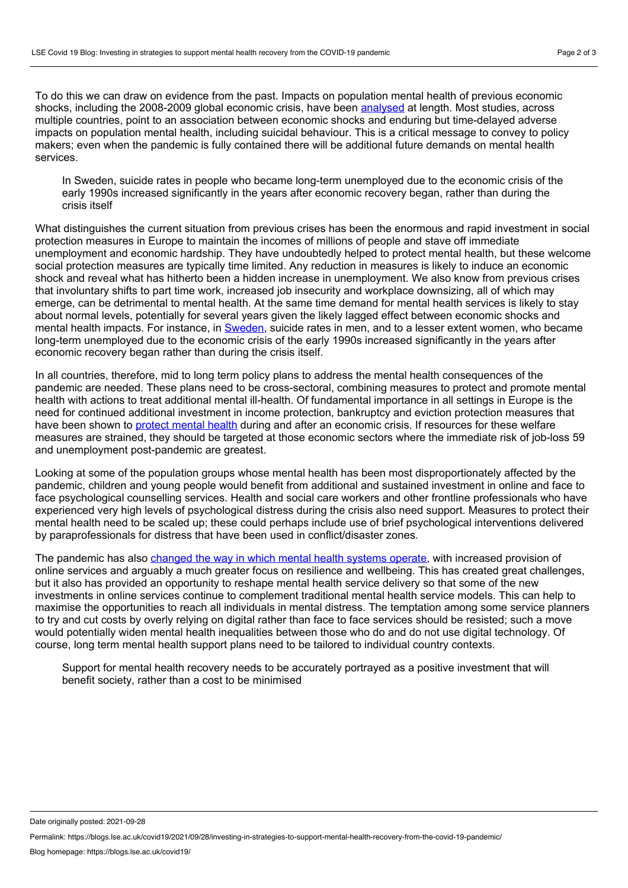To do this we can draw on evidence from the past. Impacts on population mental health of previous economic shocks, including the 2008-2009 global economic crisis, have been analysed at length. Most studies, across multiple countries, point to an association between economic shocks and enduring but time-delayed adverse impacts on population mental health, including suicidal behaviour. This is a critical message to convey to policy makers; even when the pandemic is fully contained there will be additional future demands on mental health services.

> In Sweden, suicide rates in people who became long-term unemployed due to the economic crisis of the early 1990s increased significantly in the years after economic recovery began, rather than during the crisis itself

What distinguishes the current situation from previous crises has been the enormous and rapid investment in social protection measures in Europe to maintain the incomes of millions of people and stave off immediate unemployment and economic hardship. They have undoubtedly helped to protect mental health, but these welcome social protection measures are typically time limited. Any reduction in measures is likely to induce an economic shock and reveal what has hitherto been a hidden increase in unemployment. We also know from previous crises that involuntary shifts to part time work, increased job insecurity and workplace downsizing, all of which may emerge, can be detrimental to mental health. At the same time demand for mental health services is likely to stay about normal levels, potentially for several years given the likely lagged effect between economic shocks and mental health impacts. For instance, in Sweden, suicide rates in men, and to a lesser extent women, who became long-term unemployed due to the economic crisis of the early 1990s increased significantly in the years after economic recovery began rather than during the crisis itself.

In all countries, therefore, mid to long term policy plans to address the mental health consequences of the pandemic are needed. These plans need to be cross-sectoral, combining measures to protect and promote mental health with actions to treat additional mental ill-health. Of fundamental importance in all settings in Europe is the need for continued additional investment in income protection, bankruptcy and eviction protection measures that have been shown to protect mental health during and after an economic crisis. If resources for these welfare measures are strained, they should be targeted at those economic sectors where the immediate risk of job-loss 59 and unemployment post-pandemic are greatest.

Looking at some of the population groups whose mental health has been most disproportionately affected by the pandemic, children and young people would benefit from additional and sustained investment in online and face to face psychological counselling services. Health and social care workers and other frontline professionals who have experienced very high levels of psychological distress during the crisis also need support. Measures to protect their mental health need to be scaled up; these could perhaps include use of brief psychological interventions delivered by paraprofessionals for distress that have been used in conflict/disaster zones.

The pandemic has also changed the way in which mental health systems operate, with increased provision of online services and arguably a much greater focus on resilience and wellbeing. This has created great challenges, but it also has provided an opportunity to reshape mental health service delivery so that some of the new investments in online services continue to complement traditional mental health service models. This can help to maximise the opportunities to reach all individuals in mental distress. The temptation among some service planners to try and cut costs by overly relying on digital rather than face to face services should be resisted; such a move would potentially widen mental health inequalities between those who do and do not use digital technology. Of course, long term mental health support plans need to be tailored to individual country contexts.

> Support for mental health recovery needs to be accurately portrayed as a positive investment that will benefit society, rather than a cost to be minimised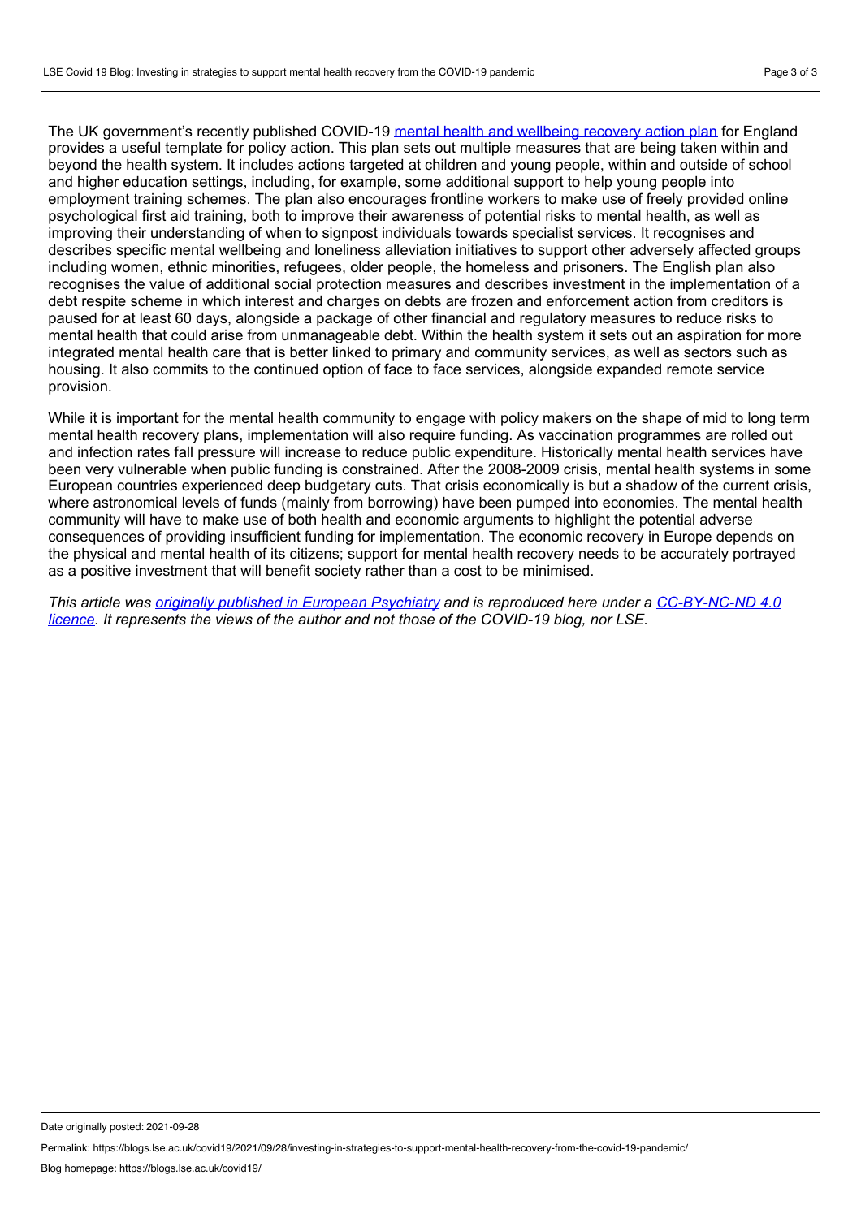The UK government's recently published COVID-19 [mental health and wellbeing recovery action plan](#) for England provides a useful template for policy action. This plan sets out multiple measures that are being taken within and beyond the health system. It includes actions targeted at children and young people, within and outside of school and higher education settings, including, for example, some additional support to help young people into employment training schemes. The plan also encourages frontline workers to make use of freely provided online psychological first aid training, both to improve their awareness of potential risks to mental health, as well as improving their understanding of when to signpost individuals towards specialist services. It recognises and describes specific mental wellbeing and loneliness alleviation initiatives to support other adversely affected groups including women, ethnic minorities, refugees, older people, the homeless and prisoners. The English plan also recognises the value of additional social protection measures and describes investment in the implementation of a debt respite scheme in which interest and charges on debts are frozen and enforcement action from creditors is paused for at least 60 days, alongside a package of other financial and regulatory measures to reduce risks to mental health that could arise from unmanageable debt. Within the health system it sets out an aspiration for more integrated mental health care that is better linked to primary and community services, as well as sectors such as housing. It also commits to the continued option of face to face services, alongside expanded remote service provision.

While it is important for the mental health community to engage with policy makers on the shape of mid to long term mental health recovery plans, implementation will also require funding. As vaccination programmes are rolled out and infection rates fall pressure will increase to reduce public expenditure. Historically mental health services have been very vulnerable when public funding is constrained. After the 2008-2009 crisis, mental health systems in some European countries experienced deep budgetary cuts. That crisis economically is but a shadow of the current crisis, where astronomical levels of funds (mainly from borrowing) have been pumped into economies. The mental health community will have to make use of both health and economic arguments to highlight the potential adverse consequences of providing insufficient funding for implementation. The economic recovery in Europe depends on the physical and mental health of its citizens; support for mental health recovery needs to be accurately portrayed as a positive investment that will benefit society rather than a cost to be minimised.

*This article was [originally published in European Psychiatry](#) and is reproduced here under a [CC-BY-NC-ND 4.0 licence](#). It represents the views of the author and not those of the COVID-19 blog, nor LSE.*

Date originally posted: 2021-09-28

Permalink: https://blogs.lse.ac.uk/covid19/2021/09/28/investing-in-strategies-to-support-mental-health-recovery-from-the-covid-19-pandemic/

Blog homepage: https://blogs.lse.ac.uk/covid19/